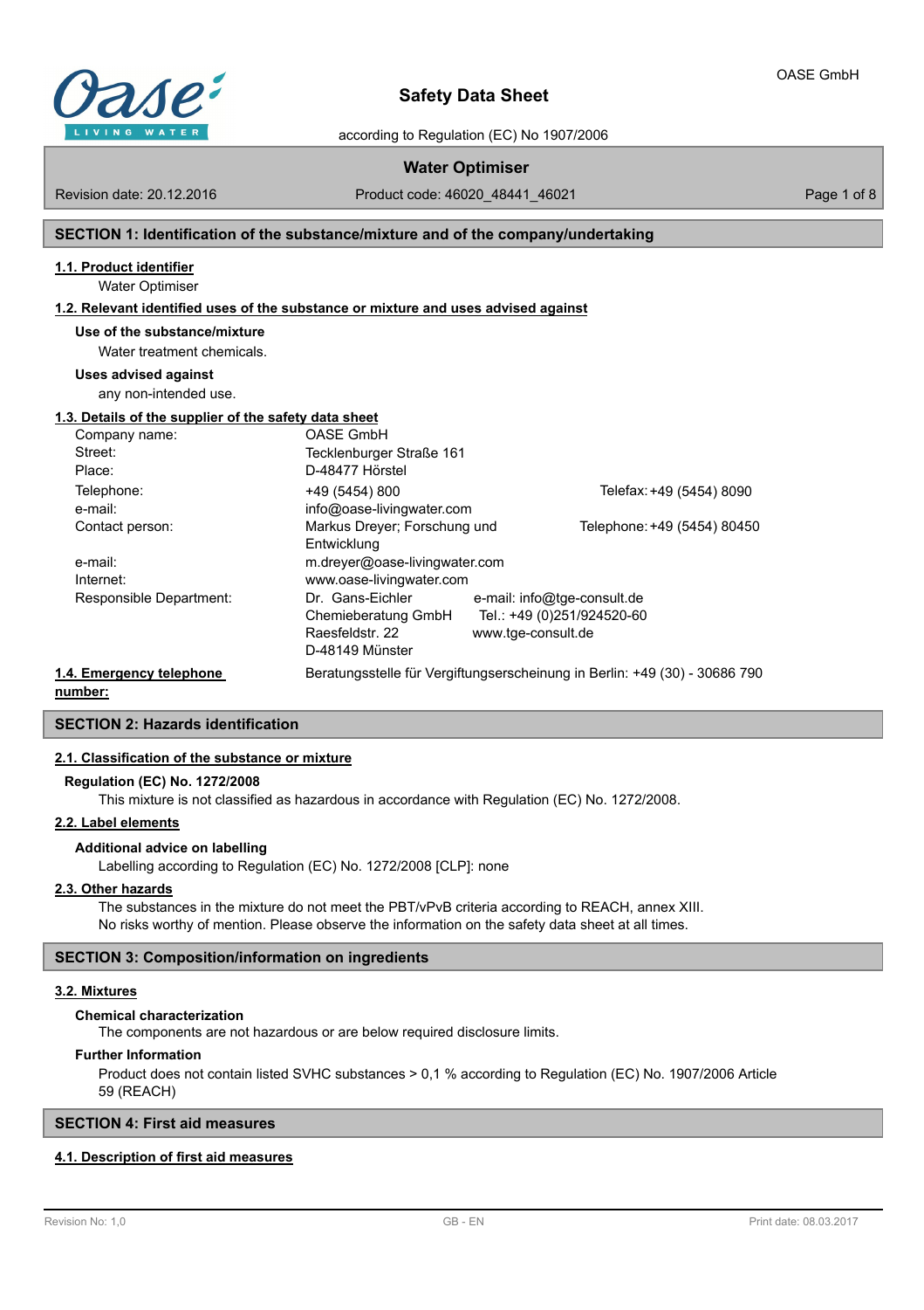# Safety Data Sheet

according to Regulation (EC) No 1907/2006

## Water Optimiser

Revision date: 20.12.2016 | Product code: 46020_48441_46021

## SECTION 1: Identification of the substance/mixture and of the company/undertaking

### 1.1. Product identifier

Water Optimiser

### 1.2. Relevant identified uses of the substance or mixture and uses advised against

**Use of the substance/mixture**

Water treatment chemicals.

**Uses advised against**

any non-intended use.

### 1.3. Details of the supplier of the safety data sheet

| | | |
|---|---|---|
| Company name: | OASE GmbH | |
| Street: | Tecklenburger Straße 161 | |
| Place: | D-48477 Hörstel | |
| Telephone: | +49 (5454) 800 | Telefax: +49 (5454) 8090 |
| e-mail: | info@oase-livingwater.com | |
| Contact person: | Markus Dreyer; Forschung und Entwicklung | Telephone: +49 (5454) 80450 |
| e-mail: | m.dreyer@oase-livingwater.com | |
| Internet: | www.oase-livingwater.com | |
| Responsible Department: | Dr. Gans-Eichler Chemieberatung GmbH Raesfeldstr. 22 D-48149 Münster | e-mail: info@tge-consult.de Tel.: +49 (0)251/924520-60 www.tge-consult.de |

### 1.4. Emergency telephone number:

Beratungsstelle für Vergiftungserscheinung in Berlin: +49 (30) - 30686 790

## SECTION 2: Hazards identification

### 2.1. Classification of the substance or mixture

**Regulation (EC) No. 1272/2008**

This mixture is not classified as hazardous in accordance with Regulation (EC) No. 1272/2008.

### 2.2. Label elements

**Additional advice on labelling**

Labelling according to Regulation (EC) No. 1272/2008 [CLP]: none

### 2.3. Other hazards

The substances in the mixture do not meet the PBT/vPvB criteria according to REACH, annex XIII.
No risks worthy of mention. Please observe the information on the safety data sheet at all times.

## SECTION 3: Composition/information on ingredients

### 3.2. Mixtures

**Chemical characterization**

The components are not hazardous or are below required disclosure limits.

**Further Information**

Product does not contain listed SVHC substances > 0,1 % according to Regulation (EC) No. 1907/2006 Article 59 (REACH)

## SECTION 4: First aid measures

### 4.1. Description of first aid measures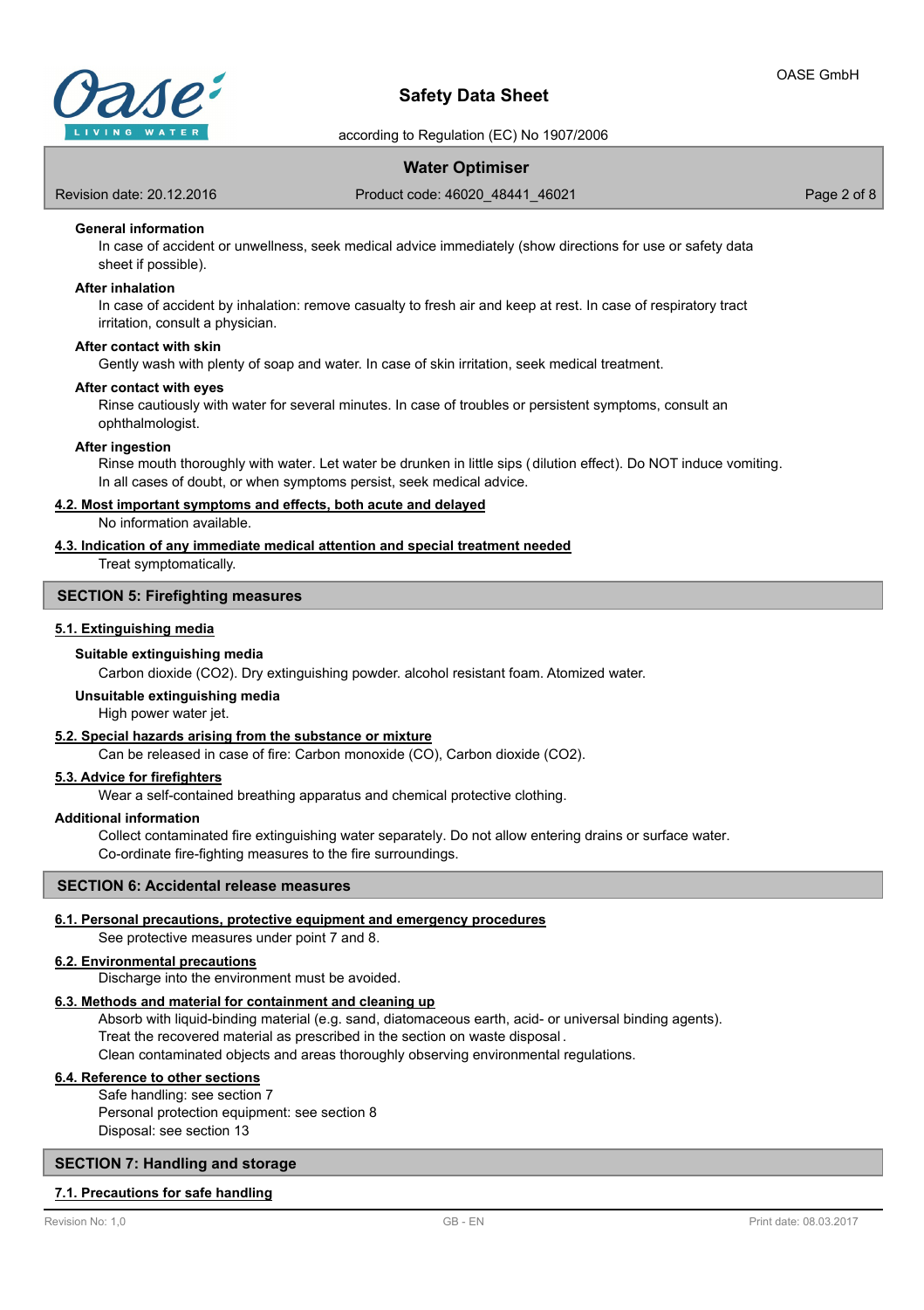### General information

In case of accident or unwellness, seek medical advice immediately (show directions for use or safety data sheet if possible).

### After inhalation

In case of accident by inhalation: remove casualty to fresh air and keep at rest. In case of respiratory tract irritation, consult a physician.

### After contact with skin

Gently wash with plenty of soap and water. In case of skin irritation, seek medical treatment.

### After contact with eyes

Rinse cautiously with water for several minutes. In case of troubles or persistent symptoms, consult an ophthalmologist.

### After ingestion

Rinse mouth thoroughly with water. Let water be drunken in little sips (dilution effect). Do NOT induce vomiting. In all cases of doubt, or when symptoms persist, seek medical advice.

### 4.2. Most important symptoms and effects, both acute and delayed

No information available.

### 4.3. Indication of any immediate medical attention and special treatment needed

Treat symptomatically.

## SECTION 5: Firefighting measures

### 5.1. Extinguishing media

**Suitable extinguishing media**

Carbon dioxide ($CO_2$). Dry extinguishing powder. alcohol resistant foam. Atomized water.

**Unsuitable extinguishing media**

High power water jet.

### 5.2. Special hazards arising from the substance or mixture

Can be released in case of fire: Carbon monoxide (CO), Carbon dioxide ($CO_2$).

### 5.3. Advice for firefighters

Wear a self-contained breathing apparatus and chemical protective clothing.

**Additional information**

Collect contaminated fire extinguishing water separately. Do not allow entering drains or surface water. Co-ordinate fire-fighting measures to the fire surroundings.

## SECTION 6: Accidental release measures

### 6.1. Personal precautions, protective equipment and emergency procedures

See protective measures under point 7 and 8.

### 6.2. Environmental precautions

Discharge into the environment must be avoided.

### 6.3. Methods and material for containment and cleaning up

Absorb with liquid-binding material (e.g. sand, diatomaceous earth, acid- or universal binding agents).
Treat the recovered material as prescribed in the section on waste disposal.
Clean contaminated objects and areas thoroughly observing environmental regulations.

### 6.4. Reference to other sections

Safe handling: see section 7
Personal protection equipment: see section 8
Disposal: see section 13

## SECTION 7: Handling and storage

### 7.1. Precautions for safe handling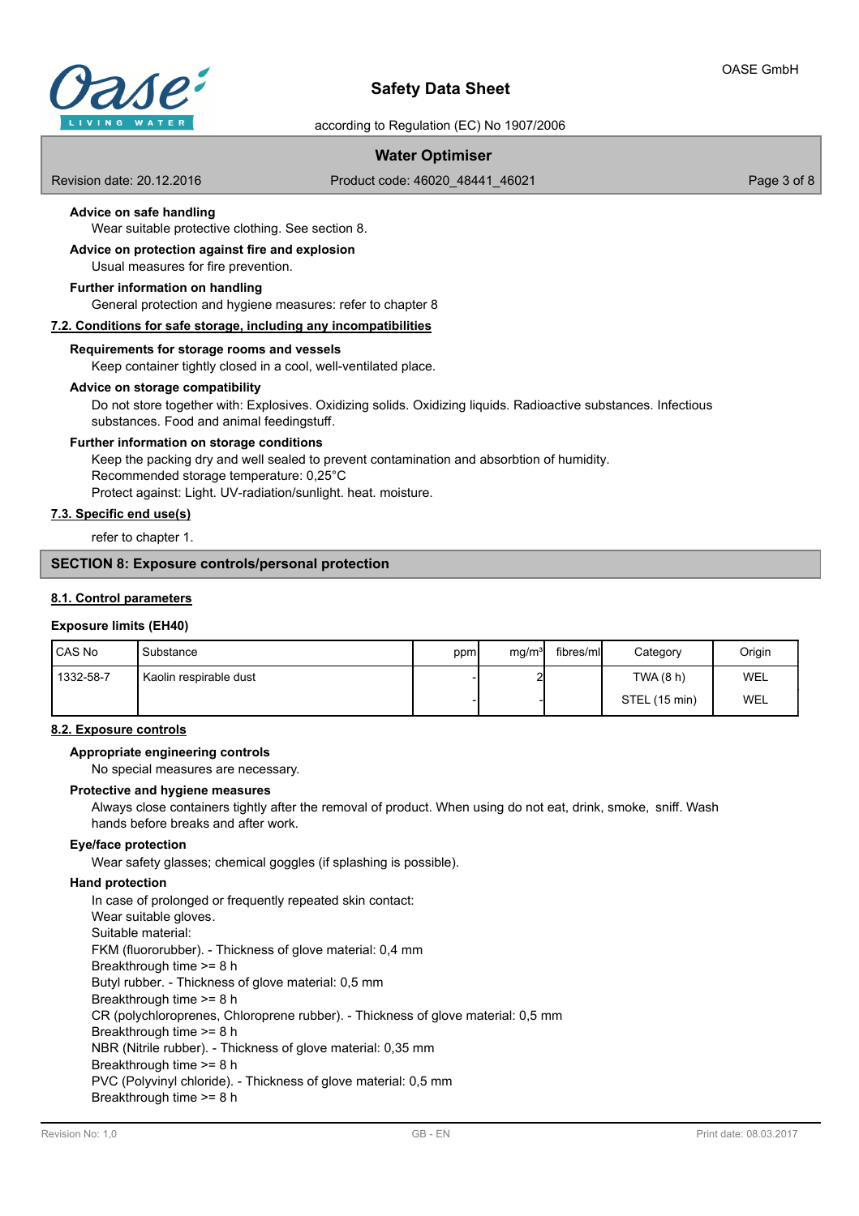**Advice on safe handling**

Wear suitable protective clothing. See section 8.

**Advice on protection against fire and explosion**

Usual measures for fire prevention.

**Further information on handling**

General protection and hygiene measures: refer to chapter 8

### 7.2. Conditions for safe storage, including any incompatibilities

**Requirements for storage rooms and vessels**

Keep container tightly closed in a cool, well-ventilated place.

**Advice on storage compatibility**

Do not store together with: Explosives. Oxidizing solids. Oxidizing liquids. Radioactive substances. Infectious substances. Food and animal feedingstuff.

**Further information on storage conditions**

Keep the packing dry and well sealed to prevent contamination and absorbtion of humidity.
Recommended storage temperature: 0,25°C
Protect against: Light. UV-radiation/sunlight. heat. moisture.

### 7.3. Specific end use(s)

refer to chapter 1.

## SECTION 8: Exposure controls/personal protection

### 8.1. Control parameters

**Exposure limits (EH40)**

| CAS No | Substance | ppm | mg/m³ | fibres/ml | Category | Origin |
|---|---|---|---|---|---|---|
| 1332-58-7 | Kaolin respirable dust | - | 2 | | TWA (8 h) | WEL |
| | | - | - | | STEL (15 min) | WEL |

### 8.2. Exposure controls

**Appropriate engineering controls**

No special measures are necessary.

**Protective and hygiene measures**

Always close containers tightly after the removal of product. When using do not eat, drink, smoke, sniff. Wash hands before breaks and after work.

**Eye/face protection**

Wear safety glasses; chemical goggles (if splashing is possible).

**Hand protection**

In case of prolonged or frequently repeated skin contact:
Wear suitable gloves.
Suitable material:
FKM (fluororubber). - Thickness of glove material: 0,4 mm
Breakthrough time >= 8 h
Butyl rubber. - Thickness of glove material: 0,5 mm
Breakthrough time >= 8 h
CR (polychloroprenes, Chloroprene rubber). - Thickness of glove material: 0,5 mm
Breakthrough time >= 8 h
NBR (Nitrile rubber). - Thickness of glove material: 0,35 mm
Breakthrough time >= 8 h
PVC (Polyvinyl chloride). - Thickness of glove material: 0,5 mm
Breakthrough time >= 8 h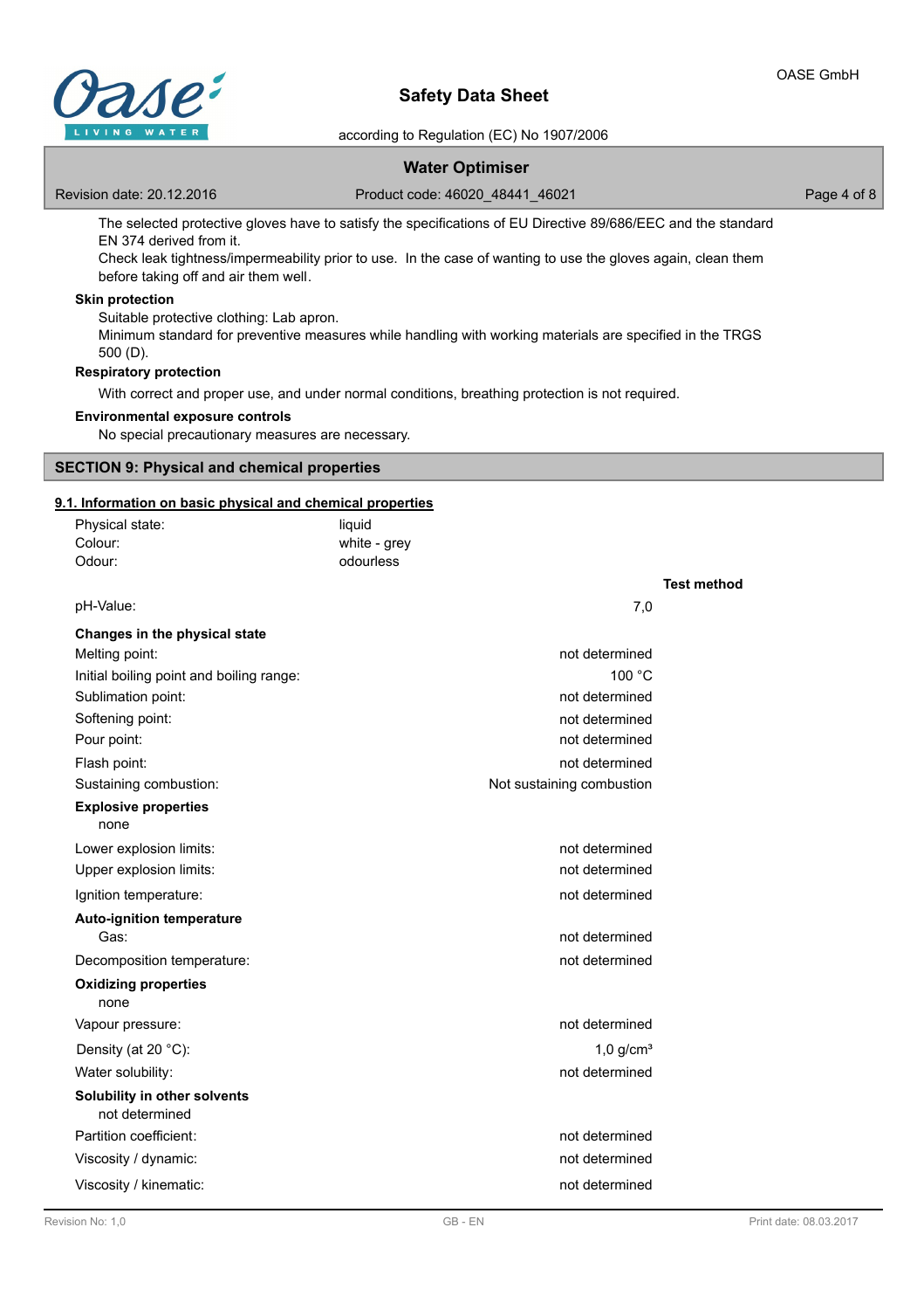The selected protective gloves have to satisfy the specifications of EU Directive 89/686/EEC and the standard EN 374 derived from it.

Check leak tightness/impermeability prior to use. In the case of wanting to use the gloves again, clean them before taking off and air them well.

**Skin protection**

Suitable protective clothing: Lab apron.

Minimum standard for preventive measures while handling with working materials are specified in the TRGS 500 (D).

**Respiratory protection**

With correct and proper use, and under normal conditions, breathing protection is not required.

**Environmental exposure controls**

No special precautionary measures are necessary.

## SECTION 9: Physical and chemical properties

### 9.1. Information on basic physical and chemical properties

| | | |
|---|---|---|
| Physical state: | liquid | |
| Colour: | white - grey | |
| Odour: | odourless | |
| | | **Test method** |
| pH-Value: | 7,0 | |
| **Changes in the physical state** | | |
| Melting point: | not determined | |
| Initial boiling point and boiling range: | 100 °C | |
| Sublimation point: | not determined | |
| Softening point: | not determined | |
| Pour point: | not determined | |
| Flash point: | not determined | |
| Sustaining combustion: | Not sustaining combustion | |
| **Explosive properties** | | |
| none | | |
| Lower explosion limits: | not determined | |
| Upper explosion limits: | not determined | |
| Ignition temperature: | not determined | |
| **Auto-ignition temperature** | | |
| Gas: | not determined | |
| Decomposition temperature: | not determined | |
| **Oxidizing properties** | | |
| none | | |
| Vapour pressure: | not determined | |
| Density (at 20 °C): | 1,0 g/cm³ | |
| Water solubility: | not determined | |
| **Solubility in other solvents** | | |
| not determined | | |
| Partition coefficient: | not determined | |
| Viscosity / dynamic: | not determined | |
| Viscosity / kinematic: | not determined | |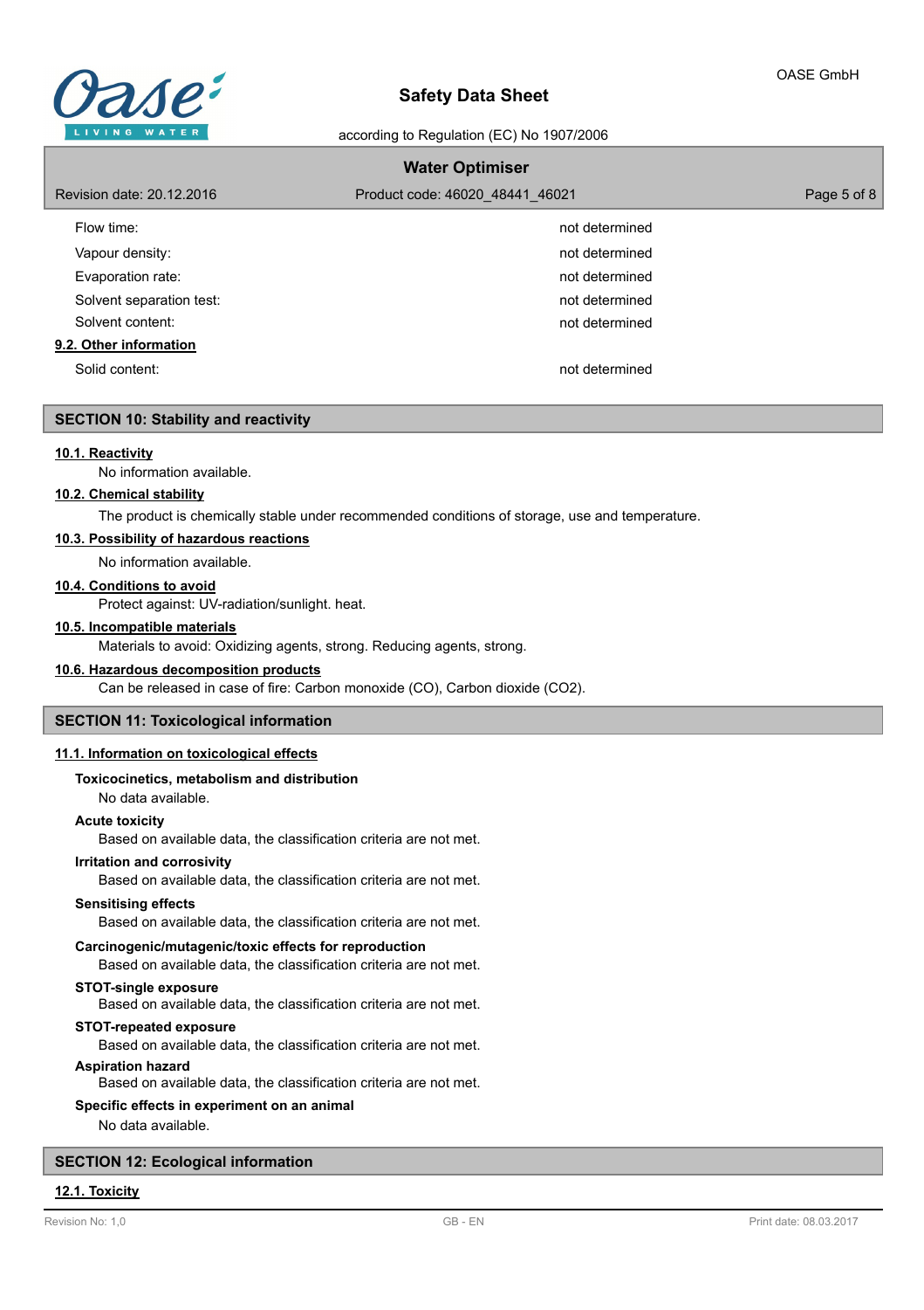| | |
|---|---|
| Flow time: | not determined |
| Vapour density: | not determined |
| Evaporation rate: | not determined |
| Solvent separation test: | not determined |
| Solvent content: | not determined |

### 9.2. Other information

| | |
|---|---|
| Solid content: | not determined |

## SECTION 10: Stability and reactivity

### 10.1. Reactivity

No information available.

### 10.2. Chemical stability

The product is chemically stable under recommended conditions of storage, use and temperature.

### 10.3. Possibility of hazardous reactions

No information available.

### 10.4. Conditions to avoid

Protect against: UV-radiation/sunlight. heat.

### 10.5. Incompatible materials

Materials to avoid: Oxidizing agents, strong. Reducing agents, strong.

### 10.6. Hazardous decomposition products

Can be released in case of fire: Carbon monoxide (CO), Carbon dioxide ($CO_2$).

## SECTION 11: Toxicological information

### 11.1. Information on toxicological effects

**Toxicocinetics, metabolism and distribution**

No data available.

**Acute toxicity**

Based on available data, the classification criteria are not met.

**Irritation and corrosivity**

Based on available data, the classification criteria are not met.

**Sensitising effects**

Based on available data, the classification criteria are not met.

**Carcinogenic/mutagenic/toxic effects for reproduction**

Based on available data, the classification criteria are not met.

**STOT-single exposure**

Based on available data, the classification criteria are not met.

**STOT-repeated exposure**

Based on available data, the classification criteria are not met.

**Aspiration hazard**

Based on available data, the classification criteria are not met.

**Specific effects in experiment on an animal**

No data available.

## SECTION 12: Ecological information

### 12.1. Toxicity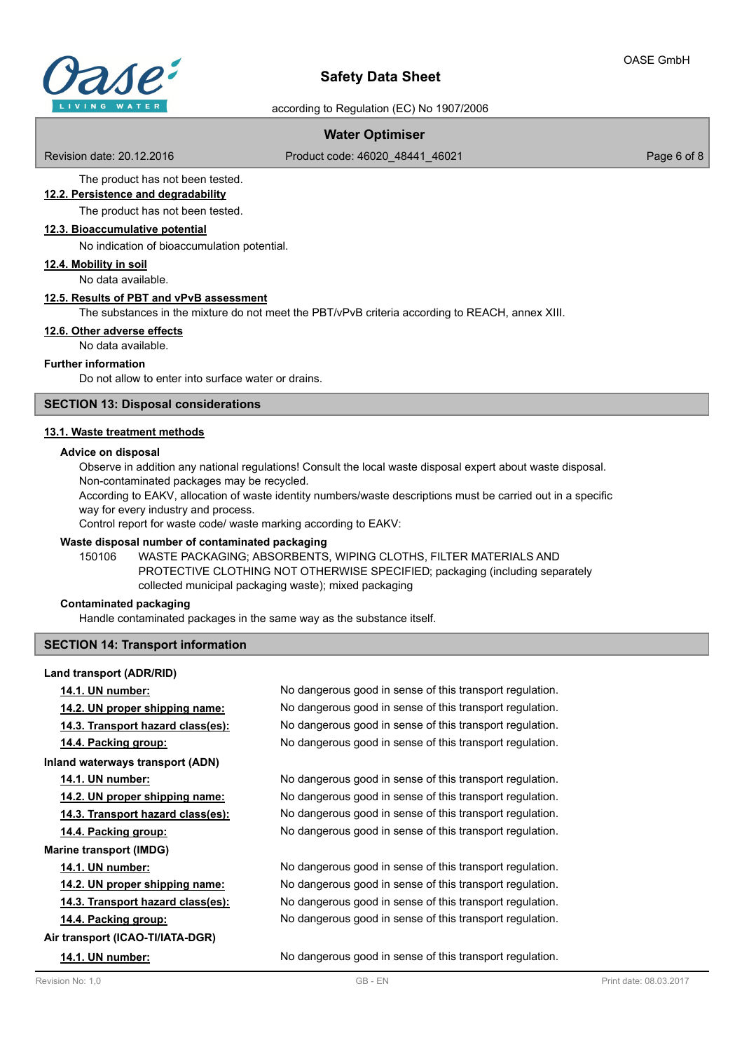The product has not been tested.

**12.2. Persistence and degradability**

The product has not been tested.

**12.3. Bioaccumulative potential**

No indication of bioaccumulation potential.

**12.4. Mobility in soil**

No data available.

**12.5. Results of PBT and vPvB assessment**

The substances in the mixture do not meet the PBT/vPvB criteria according to REACH, annex XIII.

**12.6. Other adverse effects**

No data available.

**Further information**

Do not allow to enter into surface water or drains.

## SECTION 13: Disposal considerations

**13.1. Waste treatment methods**

**Advice on disposal**

Observe in addition any national regulations! Consult the local waste disposal expert about waste disposal.
Non-contaminated packages may be recycled.
According to EAKV, allocation of waste identity numbers/waste descriptions must be carried out in a specific way for every industry and process.
Control report for waste code/ waste marking according to EAKV:

**Waste disposal number of contaminated packaging**

150106 WASTE PACKAGING; ABSORBENTS, WIPING CLOTHS, FILTER MATERIALS AND PROTECTIVE CLOTHING NOT OTHERWISE SPECIFIED; packaging (including separately collected municipal packaging waste); mixed packaging

**Contaminated packaging**

Handle contaminated packages in the same way as the substance itself.

## SECTION 14: Transport information

**Land transport (ADR/RID)**

| | |
|---|---|
| **14.1. UN number:** | No dangerous good in sense of this transport regulation. |
| **14.2. UN proper shipping name:** | No dangerous good in sense of this transport regulation. |
| **14.3. Transport hazard class(es):** | No dangerous good in sense of this transport regulation. |
| **14.4. Packing group:** | No dangerous good in sense of this transport regulation. |

**Inland waterways transport (ADN)**

| | |
|---|---|
| **14.1. UN number:** | No dangerous good in sense of this transport regulation. |
| **14.2. UN proper shipping name:** | No dangerous good in sense of this transport regulation. |
| **14.3. Transport hazard class(es):** | No dangerous good in sense of this transport regulation. |
| **14.4. Packing group:** | No dangerous good in sense of this transport regulation. |

**Marine transport (IMDG)**

| | |
|---|---|
| **14.1. UN number:** | No dangerous good in sense of this transport regulation. |
| **14.2. UN proper shipping name:** | No dangerous good in sense of this transport regulation. |
| **14.3. Transport hazard class(es):** | No dangerous good in sense of this transport regulation. |
| **14.4. Packing group:** | No dangerous good in sense of this transport regulation. |

**Air transport (ICAO-TI/IATA-DGR)**

| | |
|---|---|
| **14.1. UN number:** | No dangerous good in sense of this transport regulation. |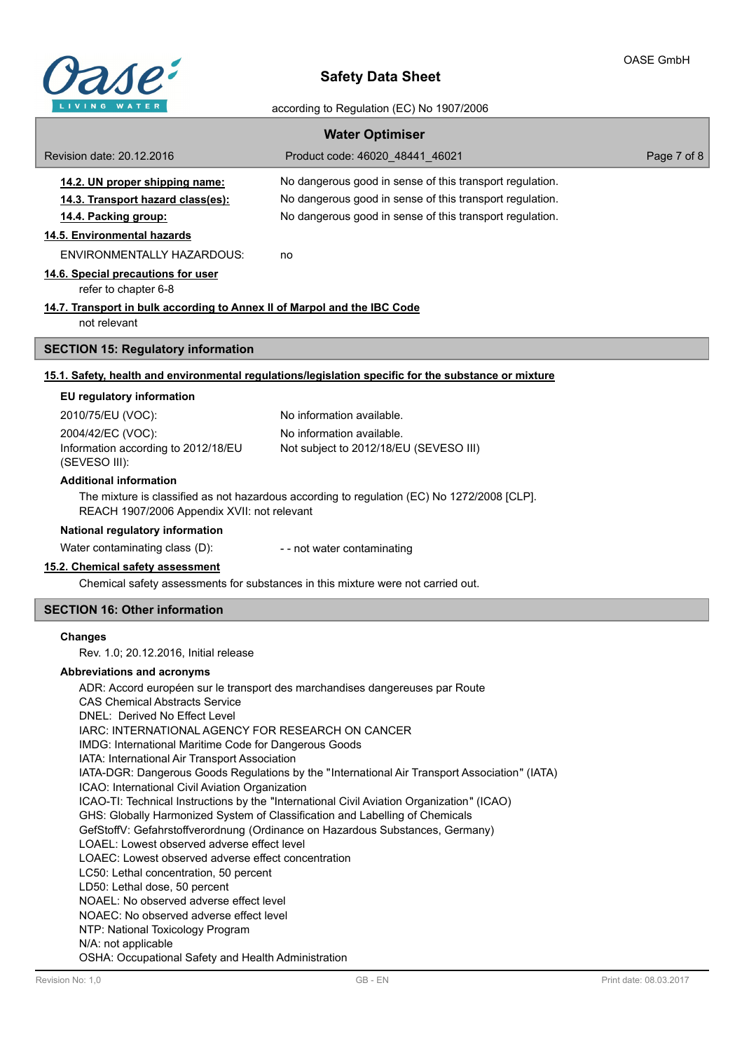**14.2. UN proper shipping name:** No dangerous good in sense of this transport regulation.

**14.3. Transport hazard class(es):** No dangerous good in sense of this transport regulation.

**14.4. Packing group:** No dangerous good in sense of this transport regulation.

### 14.5. Environmental hazards

ENVIRONMENTALLY HAZARDOUS: no

### 14.6. Special precautions for user

refer to chapter 6-8

### 14.7. Transport in bulk according to Annex II of Marpol and the IBC Code

not relevant

## SECTION 15: Regulatory information

### 15.1. Safety, health and environmental regulations/legislation specific for the substance or mixture

**EU regulatory information**

| | |
|---|---|
| 2010/75/EU (VOC): | No information available. |
| 2004/42/EC (VOC): | No information available. |
| Information according to 2012/18/EU (SEVESO III): | Not subject to 2012/18/EU (SEVESO III) |

**Additional information**

The mixture is classified as not hazardous according to regulation (EC) No 1272/2008 [CLP].
REACH 1907/2006 Appendix XVII: not relevant

**National regulatory information**

Water contaminating class (D): - - not water contaminating

### 15.2. Chemical safety assessment

Chemical safety assessments for substances in this mixture were not carried out.

## SECTION 16: Other information

**Changes**

Rev. 1.0; 20.12.2016, Initial release

**Abbreviations and acronyms**

ADR: Accord européen sur le transport des marchandises dangereuses par Route
CAS Chemical Abstracts Service
DNEL: Derived No Effect Level
IARC: INTERNATIONAL AGENCY FOR RESEARCH ON CANCER
IMDG: International Maritime Code for Dangerous Goods
IATA: International Air Transport Association
IATA-DGR: Dangerous Goods Regulations by the "International Air Transport Association" (IATA)
ICAO: International Civil Aviation Organization
ICAO-TI: Technical Instructions by the "International Civil Aviation Organization" (ICAO)
GHS: Globally Harmonized System of Classification and Labelling of Chemicals
GefStoffV: Gefahrstoffverordnung (Ordinance on Hazardous Substances, Germany)
LOAEL: Lowest observed adverse effect level
LOAEC: Lowest observed adverse effect concentration
LC50: Lethal concentration, 50 percent
LD50: Lethal dose, 50 percent
NOAEL: No observed adverse effect level
NOAEC: No observed adverse effect level
NTP: National Toxicology Program
N/A: not applicable
OSHA: Occupational Safety and Health Administration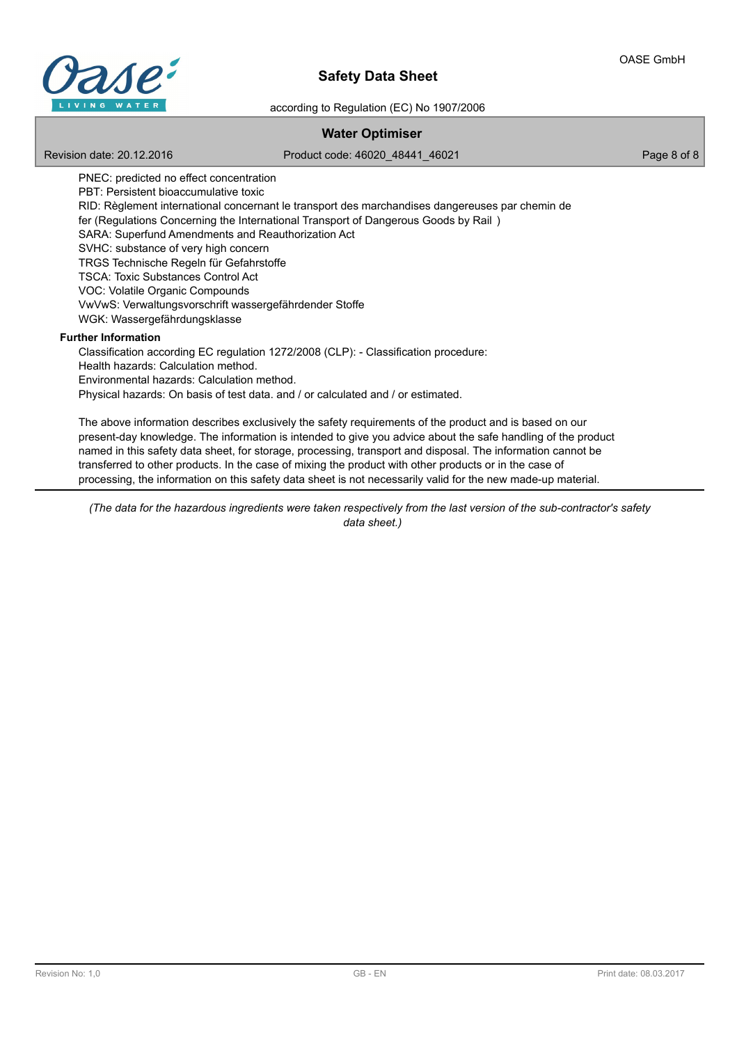PNEC: predicted no effect concentration
PBT: Persistent bioaccumulative toxic
RID: Règlement international concernant le transport des marchandises dangereuses par chemin de fer (Regulations Concerning the International Transport of Dangerous Goods by Rail )
SARA: Superfund Amendments and Reauthorization Act
SVHC: substance of very high concern
TRGS Technische Regeln für Gefahrstoffe
TSCA: Toxic Substances Control Act
VOC: Volatile Organic Compounds
VwVwS: Verwaltungsvorschrift wassergefährdender Stoffe
WGK: Wassergefährdungsklasse

**Further Information**

Classification according EC regulation 1272/2008 (CLP): - Classification procedure:
Health hazards: Calculation method.
Environmental hazards: Calculation method.
Physical hazards: On basis of test data. and / or calculated and / or estimated.

The above information describes exclusively the safety requirements of the product and is based on our present-day knowledge. The information is intended to give you advice about the safe handling of the product named in this safety data sheet, for storage, processing, transport and disposal. The information cannot be transferred to other products. In the case of mixing the product with other products or in the case of processing, the information on this safety data sheet is not necessarily valid for the new made-up material.

---

*(The data for the hazardous ingredients were taken respectively from the last version of the sub-contractor's safety data sheet.)*